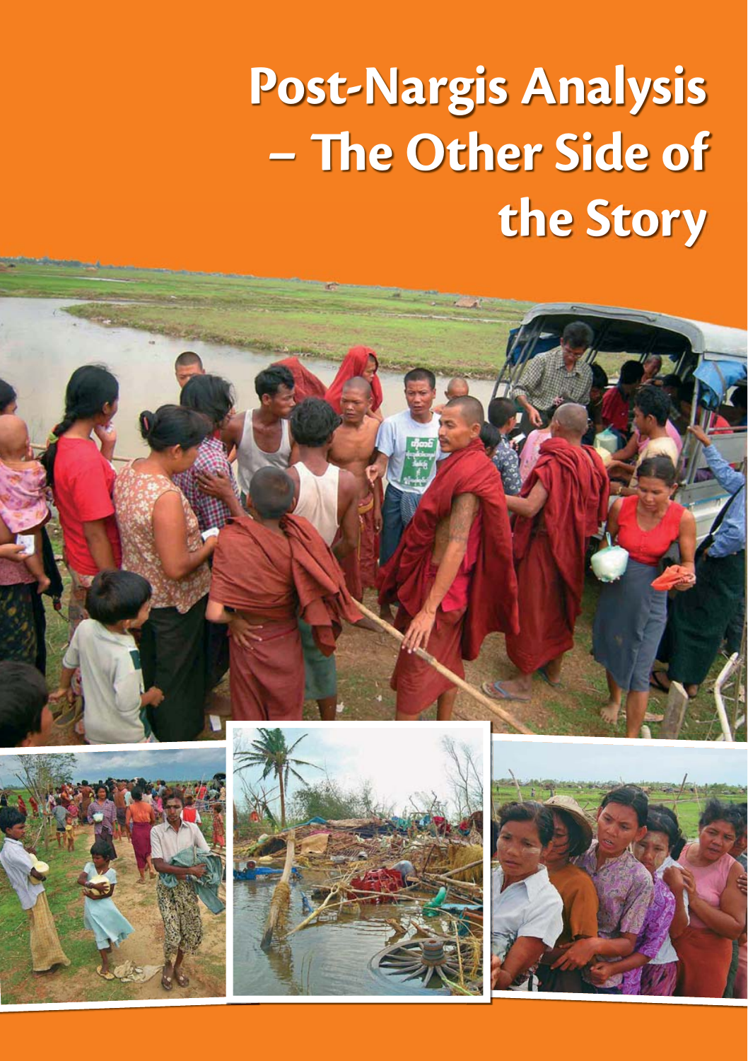# Post-Nargis Analysis – The Other Side of the Story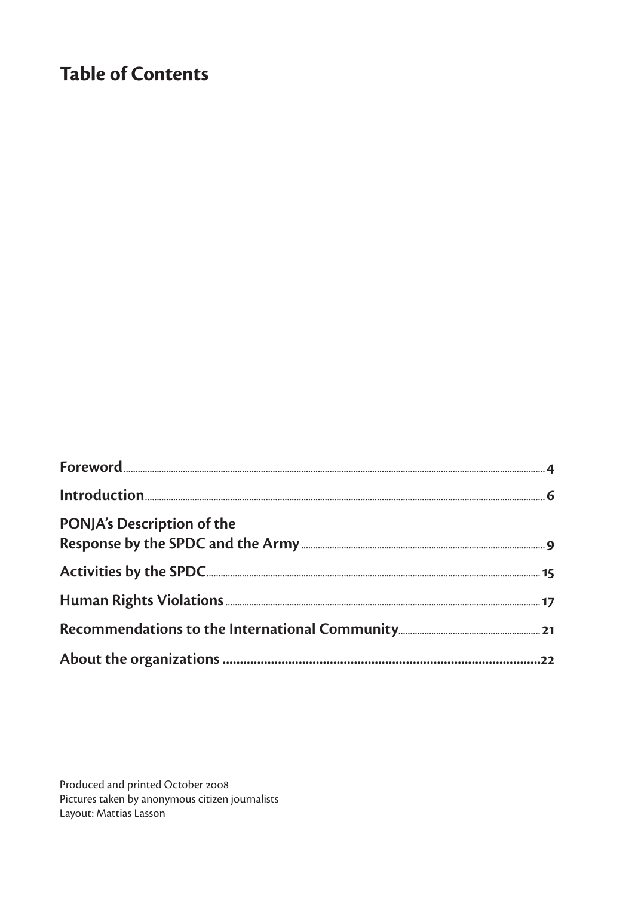# Table of Contents

| | |
|---|---|
| **Foreword** | 4 |
| **Introduction** | 6 |
| **PONJA's Description of the Response by the SPDC and the Army** | 9 |
| **Activities by the SPDC** | 15 |
| **Human Rights Violations** | 17 |
| **Recommendations to the International Community** | 21 |
| **About the organizations** | 22 |

Produced and printed October 2008
Pictures taken by anonymous citizen journalists
Layout: Mattias Lasson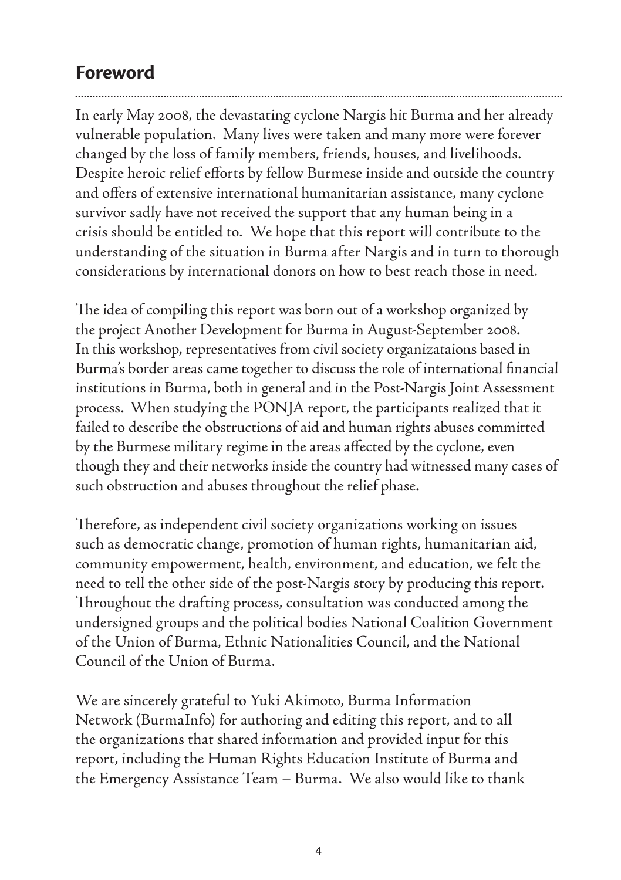## Foreword

In early May 2008, the devastating cyclone Nargis hit Burma and her already vulnerable population. Many lives were taken and many more were forever changed by the loss of family members, friends, houses, and livelihoods. Despite heroic relief efforts by fellow Burmese inside and outside the country and offers of extensive international humanitarian assistance, many cyclone survivor sadly have not received the support that any human being in a crisis should be entitled to. We hope that this report will contribute to the understanding of the situation in Burma after Nargis and in turn to thorough considerations by international donors on how to best reach those in need.

The idea of compiling this report was born out of a workshop organized by the project Another Development for Burma in August-September 2008. In this workshop, representatives from civil society organizataions based in Burma's border areas came together to discuss the role of international financial institutions in Burma, both in general and in the Post-Nargis Joint Assessment process. When studying the PONJA report, the participants realized that it failed to describe the obstructions of aid and human rights abuses committed by the Burmese military regime in the areas affected by the cyclone, even though they and their networks inside the country had witnessed many cases of such obstruction and abuses throughout the relief phase.

Therefore, as independent civil society organizations working on issues such as democratic change, promotion of human rights, humanitarian aid, community empowerment, health, environment, and education, we felt the need to tell the other side of the post-Nargis story by producing this report. Throughout the drafting process, consultation was conducted among the undersigned groups and the political bodies National Coalition Government of the Union of Burma, Ethnic Nationalities Council, and the National Council of the Union of Burma.

We are sincerely grateful to Yuki Akimoto, Burma Information Network (BurmaInfo) for authoring and editing this report, and to all the organizations that shared information and provided input for this report, including the Human Rights Education Institute of Burma and the Emergency Assistance Team – Burma. We also would like to thank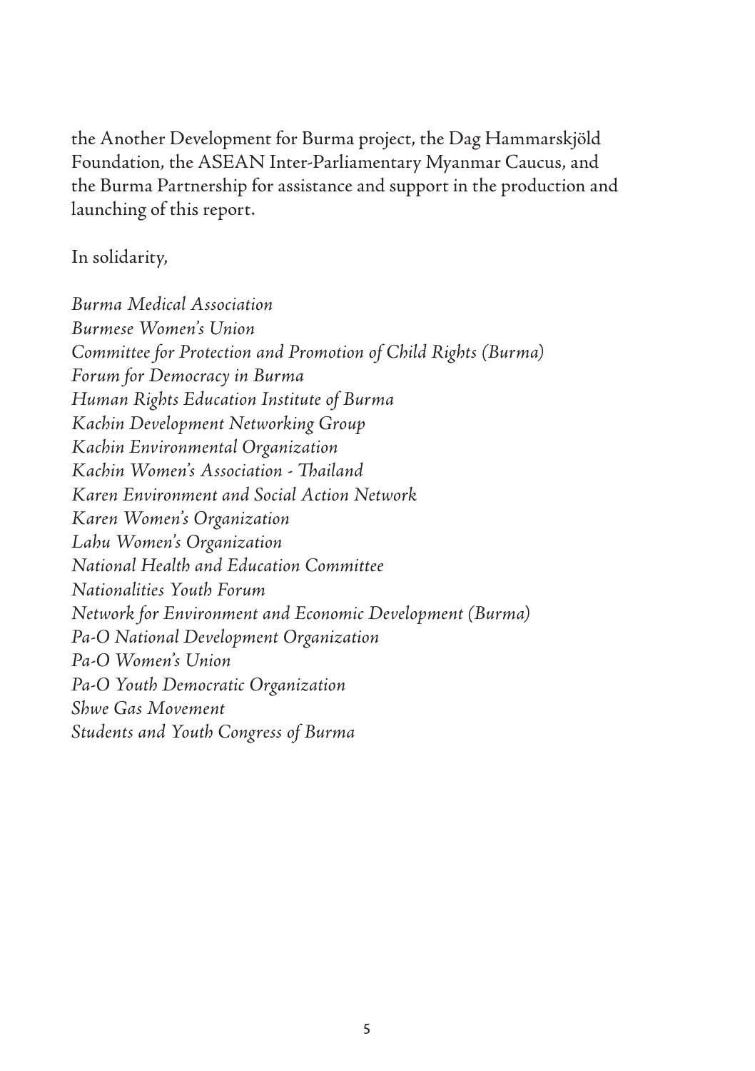the Another Development for Burma project, the Dag Hammarskjöld Foundation, the ASEAN Inter-Parliamentary Myanmar Caucus, and the Burma Partnership for assistance and support in the production and launching of this report.

In solidarity,

*Burma Medical Association*
*Burmese Women's Union*
*Committee for Protection and Promotion of Child Rights (Burma)*
*Forum for Democracy in Burma*
*Human Rights Education Institute of Burma*
*Kachin Development Networking Group*
*Kachin Environmental Organization*
*Kachin Women's Association - Thailand*
*Karen Environment and Social Action Network*
*Karen Women's Organization*
*Lahu Women's Organization*
*National Health and Education Committee*
*Nationalities Youth Forum*
*Network for Environment and Economic Development (Burma)*
*Pa-O National Development Organization*
*Pa-O Women's Union*
*Pa-O Youth Democratic Organization*
*Shwe Gas Movement*
*Students and Youth Congress of Burma*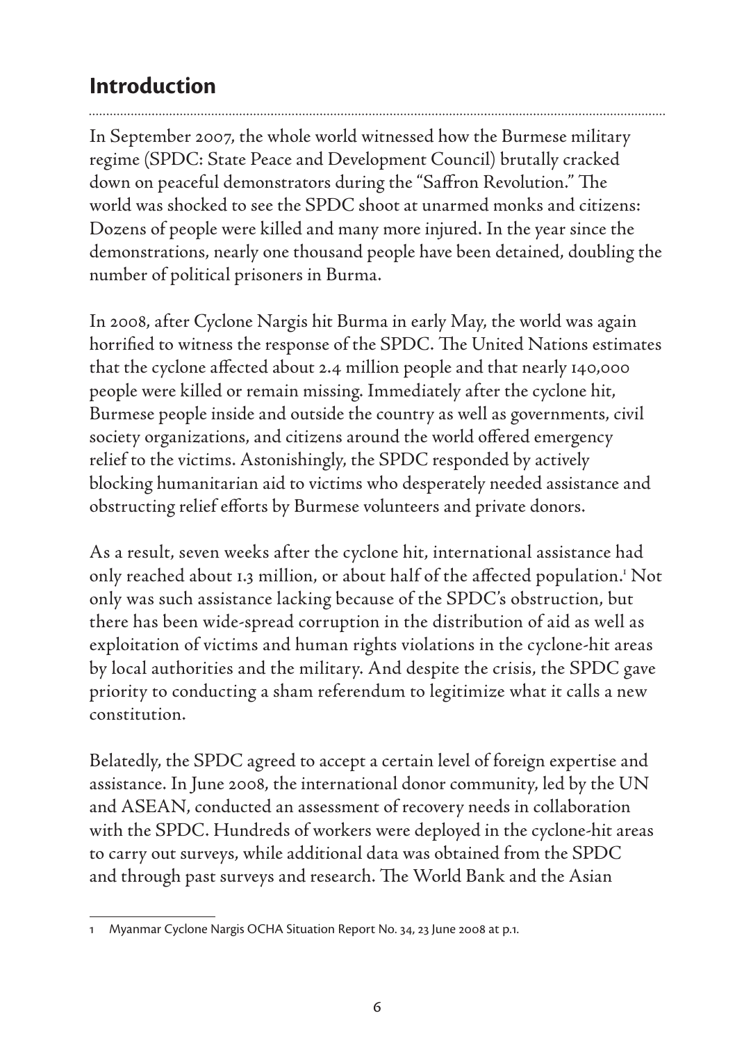## Introduction

In September 2007, the whole world witnessed how the Burmese military regime (SPDC: State Peace and Development Council) brutally cracked down on peaceful demonstrators during the "Saffron Revolution." The world was shocked to see the SPDC shoot at unarmed monks and citizens: Dozens of people were killed and many more injured. In the year since the demonstrations, nearly one thousand people have been detained, doubling the number of political prisoners in Burma.

In 2008, after Cyclone Nargis hit Burma in early May, the world was again horrified to witness the response of the SPDC. The United Nations estimates that the cyclone affected about 2.4 million people and that nearly 140,000 people were killed or remain missing. Immediately after the cyclone hit, Burmese people inside and outside the country as well as governments, civil society organizations, and citizens around the world offered emergency relief to the victims. Astonishingly, the SPDC responded by actively blocking humanitarian aid to victims who desperately needed assistance and obstructing relief efforts by Burmese volunteers and private donors.

As a result, seven weeks after the cyclone hit, international assistance had only reached about 1.3 million, or about half of the affected population.[1] Not only was such assistance lacking because of the SPDC's obstruction, but there has been wide-spread corruption in the distribution of aid as well as exploitation of victims and human rights violations in the cyclone-hit areas by local authorities and the military. And despite the crisis, the SPDC gave priority to conducting a sham referendum to legitimize what it calls a new constitution.

Belatedly, the SPDC agreed to accept a certain level of foreign expertise and assistance. In June 2008, the international donor community, led by the UN and ASEAN, conducted an assessment of recovery needs in collaboration with the SPDC. Hundreds of workers were deployed in the cyclone-hit areas to carry out surveys, while additional data was obtained from the SPDC and through past surveys and research. The World Bank and the Asian

---

1 Myanmar Cyclone Nargis OCHA Situation Report No. 34, 23 June 2008 at p.1.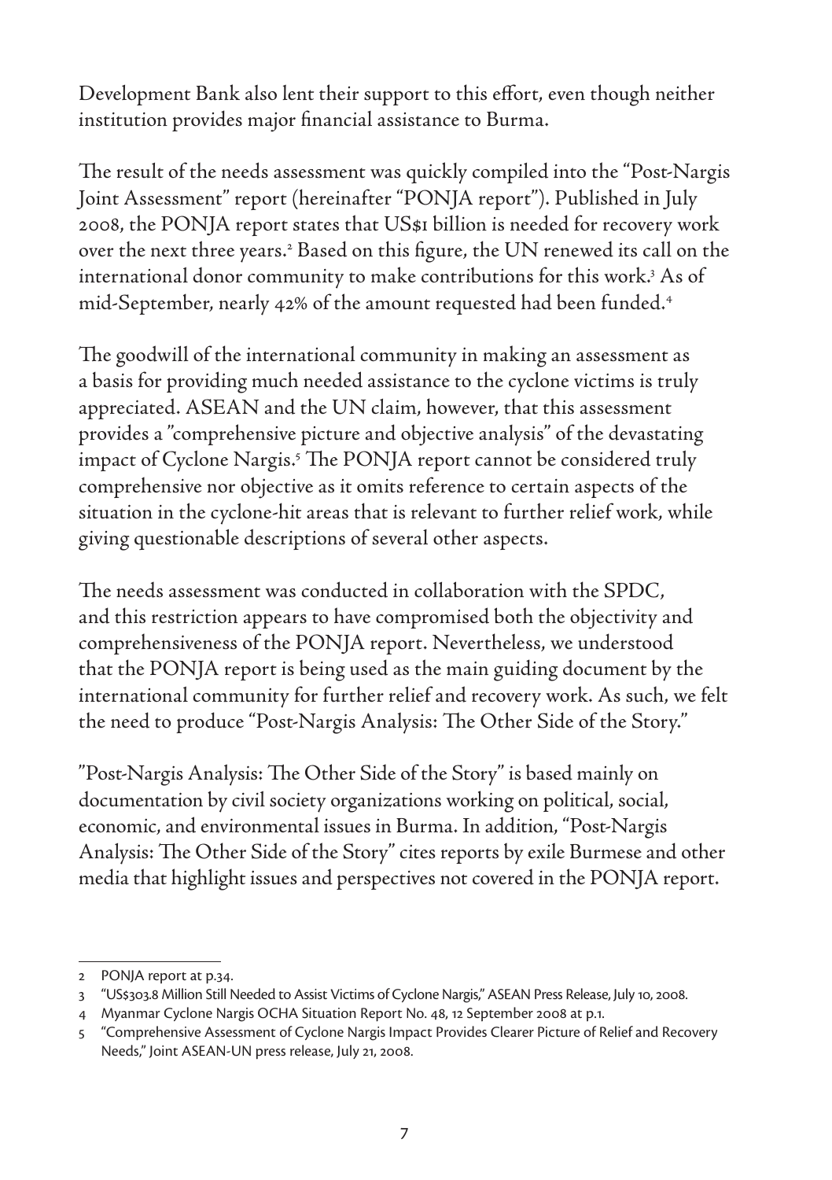Development Bank also lent their support to this effort, even though neither institution provides major financial assistance to Burma.

The result of the needs assessment was quickly compiled into the "Post-Nargis Joint Assessment" report (hereinafter "PONJA report"). Published in July 2008, the PONJA report states that US$1 billion is needed for recovery work over the next three years.[2] Based on this figure, the UN renewed its call on the international donor community to make contributions for this work.[3] As of mid-September, nearly 42% of the amount requested had been funded.[4]

The goodwill of the international community in making an assessment as a basis for providing much needed assistance to the cyclone victims is truly appreciated. ASEAN and the UN claim, however, that this assessment provides a "comprehensive picture and objective analysis" of the devastating impact of Cyclone Nargis.[5] The PONJA report cannot be considered truly comprehensive nor objective as it omits reference to certain aspects of the situation in the cyclone-hit areas that is relevant to further relief work, while giving questionable descriptions of several other aspects.

The needs assessment was conducted in collaboration with the SPDC, and this restriction appears to have compromised both the objectivity and comprehensiveness of the PONJA report. Nevertheless, we understood that the PONJA report is being used as the main guiding document by the international community for further relief and recovery work. As such, we felt the need to produce "Post-Nargis Analysis: The Other Side of the Story."

"Post-Nargis Analysis: The Other Side of the Story" is based mainly on documentation by civil society organizations working on political, social, economic, and environmental issues in Burma. In addition, "Post-Nargis Analysis: The Other Side of the Story" cites reports by exile Burmese and other media that highlight issues and perspectives not covered in the PONJA report.

---

2 PONJA report at p.34.

3 "US$303.8 Million Still Needed to Assist Victims of Cyclone Nargis," ASEAN Press Release, July 10, 2008.

4 Myanmar Cyclone Nargis OCHA Situation Report No. 48, 12 September 2008 at p.1.

5 "Comprehensive Assessment of Cyclone Nargis Impact Provides Clearer Picture of Relief and Recovery Needs," Joint ASEAN-UN press release, July 21, 2008.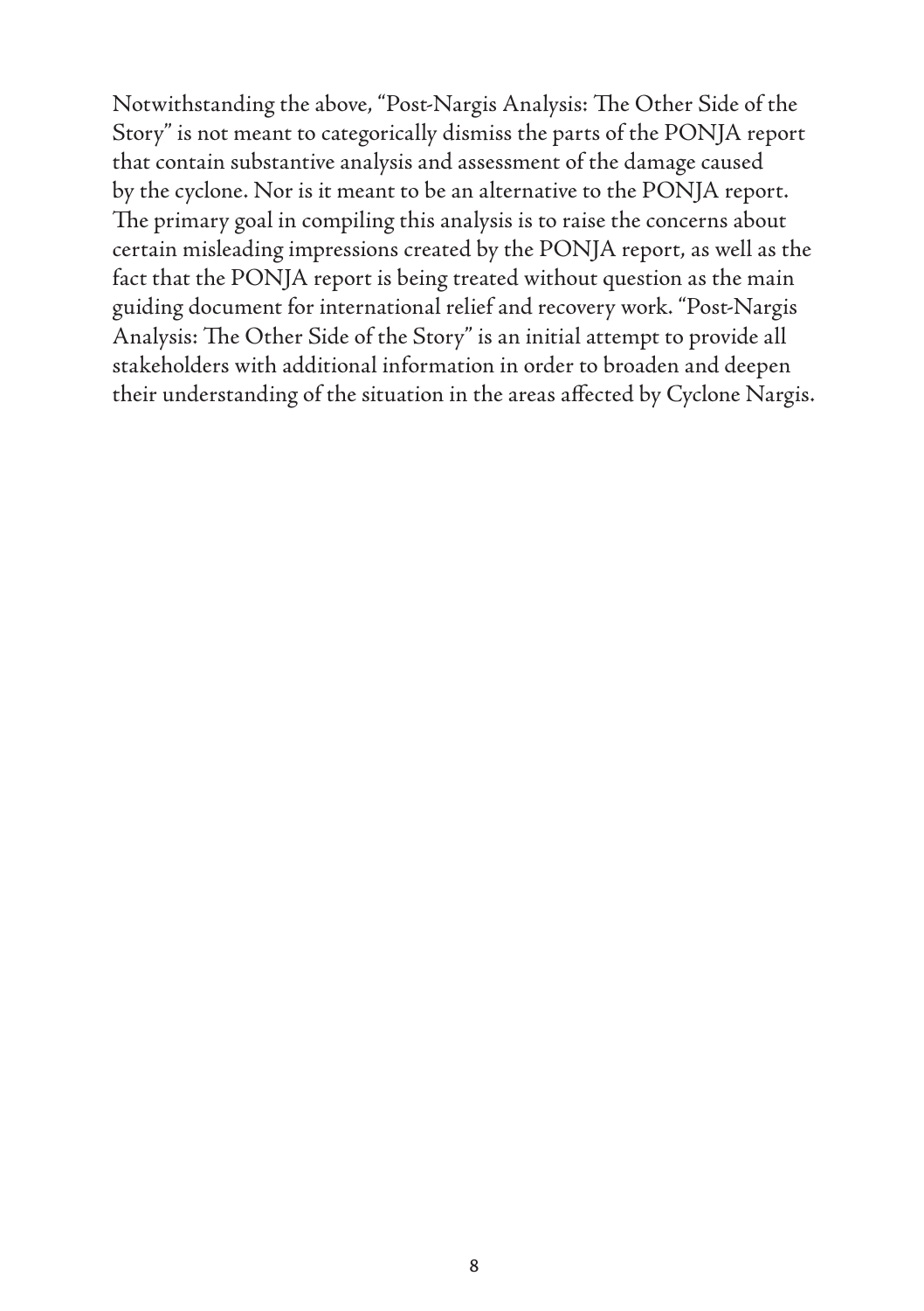Notwithstanding the above, "Post-Nargis Analysis: The Other Side of the Story" is not meant to categorically dismiss the parts of the PONJA report that contain substantive analysis and assessment of the damage caused by the cyclone. Nor is it meant to be an alternative to the PONJA report. The primary goal in compiling this analysis is to raise the concerns about certain misleading impressions created by the PONJA report, as well as the fact that the PONJA report is being treated without question as the main guiding document for international relief and recovery work. "Post-Nargis Analysis: The Other Side of the Story" is an initial attempt to provide all stakeholders with additional information in order to broaden and deepen their understanding of the situation in the areas affected by Cyclone Nargis.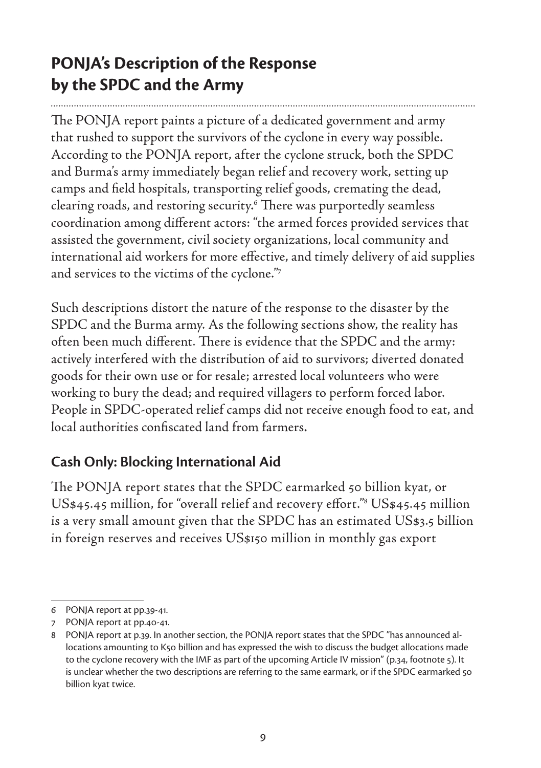## PONJA's Description of the Response by the SPDC and the Army

The PONJA report paints a picture of a dedicated government and army that rushed to support the survivors of the cyclone in every way possible. According to the PONJA report, after the cyclone struck, both the SPDC and Burma's army immediately began relief and recovery work, setting up camps and field hospitals, transporting relief goods, cremating the dead, clearing roads, and restoring security.[6] There was purportedly seamless coordination among different actors: "the armed forces provided services that assisted the government, civil society organizations, local community and international aid workers for more effective, and timely delivery of aid supplies and services to the victims of the cyclone."[7]

Such descriptions distort the nature of the response to the disaster by the SPDC and the Burma army. As the following sections show, the reality has often been much different. There is evidence that the SPDC and the army: actively interfered with the distribution of aid to survivors; diverted donated goods for their own use or for resale; arrested local volunteers who were working to bury the dead; and required villagers to perform forced labor. People in SPDC-operated relief camps did not receive enough food to eat, and local authorities confiscated land from farmers.

### Cash Only: Blocking International Aid

The PONJA report states that the SPDC earmarked 50 billion kyat, or US$45.45 million, for "overall relief and recovery effort."[8] US$45.45 million is a very small amount given that the SPDC has an estimated US$3.5 billion in foreign reserves and receives US$150 million in monthly gas export

---

6 PONJA report at pp.39-41.

7 PONJA report at pp.40-41.

8 PONJA report at p.39. In another section, the PONJA report states that the SPDC "has announced allocations amounting to K50 billion and has expressed the wish to discuss the budget allocations made to the cyclone recovery with the IMF as part of the upcoming Article IV mission" (p.34, footnote 5). It is unclear whether the two descriptions are referring to the same earmark, or if the SPDC earmarked 50 billion kyat twice.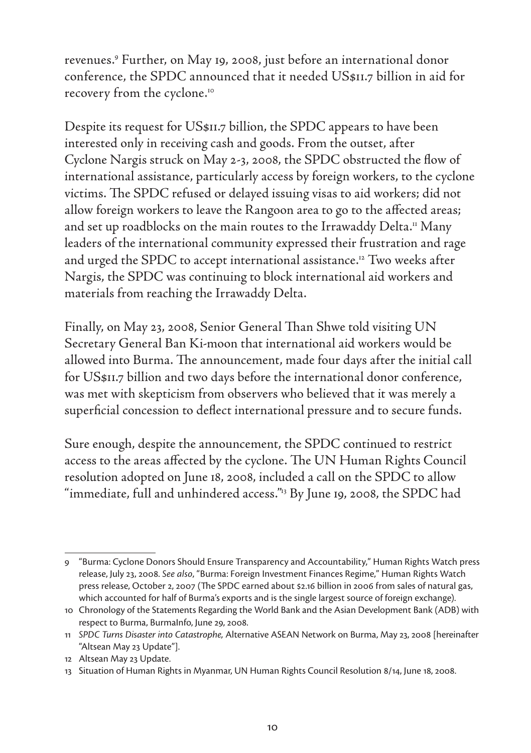revenues.[9] Further, on May 19, 2008, just before an international donor conference, the SPDC announced that it needed US$11.7 billion in aid for recovery from the cyclone.[10]

Despite its request for US$11.7 billion, the SPDC appears to have been interested only in receiving cash and goods. From the outset, after Cyclone Nargis struck on May 2-3, 2008, the SPDC obstructed the flow of international assistance, particularly access by foreign workers, to the cyclone victims. The SPDC refused or delayed issuing visas to aid workers; did not allow foreign workers to leave the Rangoon area to go to the affected areas; and set up roadblocks on the main routes to the Irrawaddy Delta.[11] Many leaders of the international community expressed their frustration and rage and urged the SPDC to accept international assistance.[12] Two weeks after Nargis, the SPDC was continuing to block international aid workers and materials from reaching the Irrawaddy Delta.

Finally, on May 23, 2008, Senior General Than Shwe told visiting UN Secretary General Ban Ki-moon that international aid workers would be allowed into Burma. The announcement, made four days after the initial call for US$11.7 billion and two days before the international donor conference, was met with skepticism from observers who believed that it was merely a superficial concession to deflect international pressure and to secure funds.

Sure enough, despite the announcement, the SPDC continued to restrict access to the areas affected by the cyclone. The UN Human Rights Council resolution adopted on June 18, 2008, included a call on the SPDC to allow "immediate, full and unhindered access."[13] By June 19, 2008, the SPDC had

---

9 "Burma: Cyclone Donors Should Ensure Transparency and Accountability," Human Rights Watch press release, July 23, 2008. *See also*, "Burma: Foreign Investment Finances Regime," Human Rights Watch press release, October 2, 2007 (The SPDC earned about $2.16 billion in 2006 from sales of natural gas, which accounted for half of Burma's exports and is the single largest source of foreign exchange).

10 Chronology of the Statements Regarding the World Bank and the Asian Development Bank (ADB) with respect to Burma, BurmaInfo, June 29, 2008.

11 *SPDC Turns Disaster into Catastrophe,* Alternative ASEAN Network on Burma, May 23, 2008 [hereinafter "Altsean May 23 Update"].

12 Altsean May 23 Update.

13 Situation of Human Rights in Myanmar, UN Human Rights Council Resolution 8/14, June 18, 2008.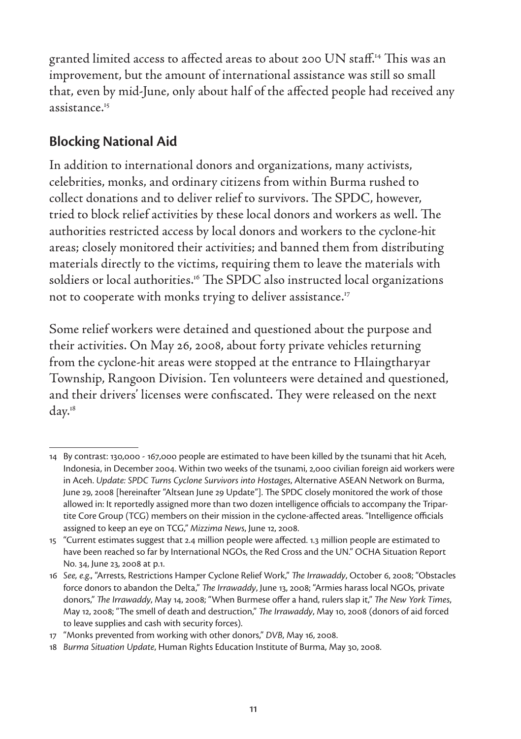granted limited access to affected areas to about 200 UN staff.[14] This was an improvement, but the amount of international assistance was still so small that, even by mid-June, only about half of the affected people had received any assistance.[15]

## Blocking National Aid

In addition to international donors and organizations, many activists, celebrities, monks, and ordinary citizens from within Burma rushed to collect donations and to deliver relief to survivors. The SPDC, however, tried to block relief activities by these local donors and workers as well. The authorities restricted access by local donors and workers to the cyclone-hit areas; closely monitored their activities; and banned them from distributing materials directly to the victims, requiring them to leave the materials with soldiers or local authorities.[16] The SPDC also instructed local organizations not to cooperate with monks trying to deliver assistance.[17]

Some relief workers were detained and questioned about the purpose and their activities. On May 26, 2008, about forty private vehicles returning from the cyclone-hit areas were stopped at the entrance to Hlaingtharyar Township, Rangoon Division. Ten volunteers were detained and questioned, and their drivers' licenses were confiscated. They were released on the next day.[18]

---

14 By contrast: 130,000 - 167,000 people are estimated to have been killed by the tsunami that hit Aceh, Indonesia, in December 2004. Within two weeks of the tsunami, 2,000 civilian foreign aid workers were in Aceh. *Update: SPDC Turns Cyclone Survivors into Hostages*, Alternative ASEAN Network on Burma, June 29, 2008 [hereinafter "Altsean June 29 Update"]. The SPDC closely monitored the work of those allowed in: It reportedly assigned more than two dozen intelligence officials to accompany the Tripartite Core Group (TCG) members on their mission in the cyclone-affected areas. "Intelligence officials assigned to keep an eye on TCG," *Mizzima News*, June 12, 2008.

15 "Current estimates suggest that 2.4 million people were affected. 1.3 million people are estimated to have been reached so far by International NGOs, the Red Cross and the UN." OCHA Situation Report No. 34, June 23, 2008 at p.1.

16 *See, e.g.*, "Arrests, Restrictions Hamper Cyclone Relief Work," *The Irrawaddy*, October 6, 2008; "Obstacles force donors to abandon the Delta," *The Irrawaddy*, June 13, 2008; "Armies harass local NGOs, private donors," *The Irrawaddy*, May 14, 2008; "When Burmese offer a hand, rulers slap it," *The New York Times*, May 12, 2008; "The smell of death and destruction," *The Irrawaddy*, May 10, 2008 (donors of aid forced to leave supplies and cash with security forces).

17 "Monks prevented from working with other donors," *DVB*, May 16, 2008.

18 *Burma Situation Update*, Human Rights Education Institute of Burma, May 30, 2008.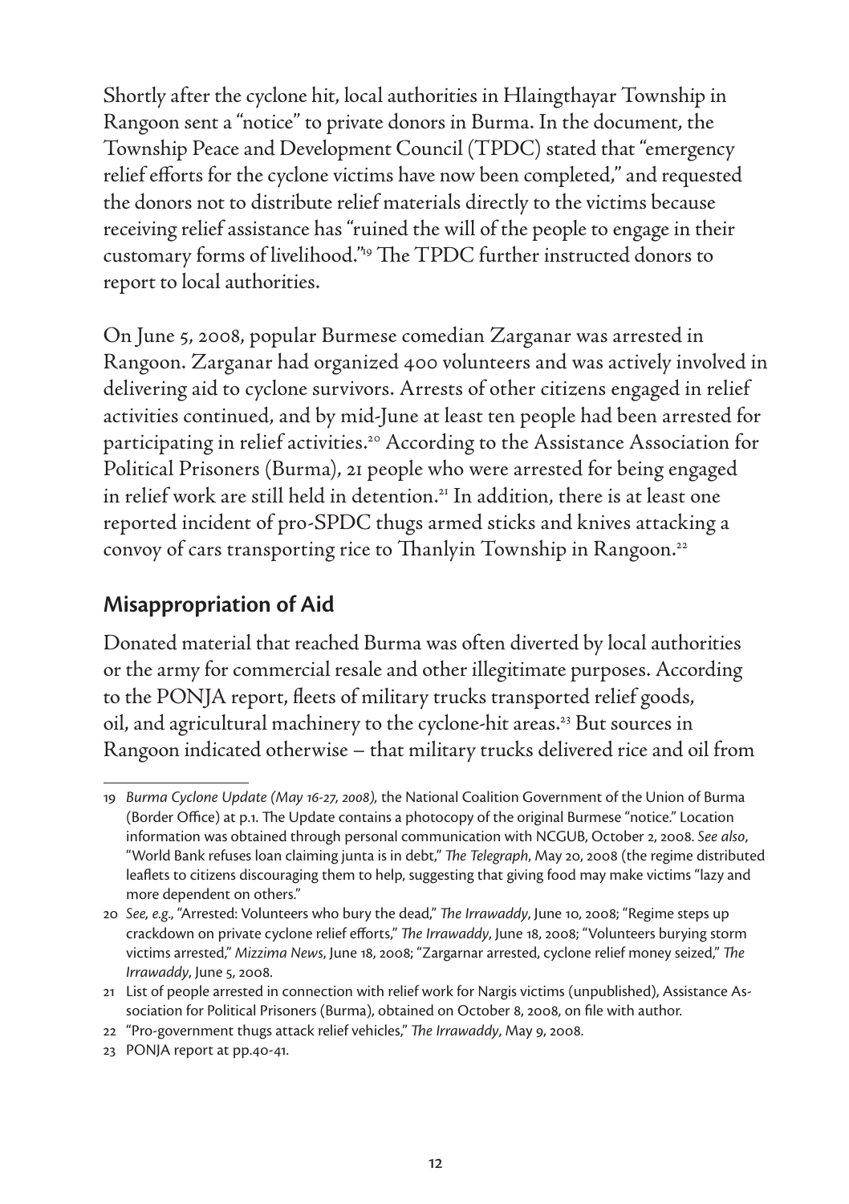Shortly after the cyclone hit, local authorities in Hlaingthayar Township in Rangoon sent a "notice" to private donors in Burma. In the document, the Township Peace and Development Council (TPDC) stated that "emergency relief efforts for the cyclone victims have now been completed," and requested the donors not to distribute relief materials directly to the victims because receiving relief assistance has "ruined the will of the people to engage in their customary forms of livelihood."[19] The TPDC further instructed donors to report to local authorities.

On June 5, 2008, popular Burmese comedian Zarganar was arrested in Rangoon. Zarganar had organized 400 volunteers and was actively involved in delivering aid to cyclone survivors. Arrests of other citizens engaged in relief activities continued, and by mid-June at least ten people had been arrested for participating in relief activities.[20] According to the Assistance Association for Political Prisoners (Burma), 21 people who were arrested for being engaged in relief work are still held in detention.[21] In addition, there is at least one reported incident of pro-SPDC thugs armed sticks and knives attacking a convoy of cars transporting rice to Thanlyin Township in Rangoon.[22]

## Misappropriation of Aid

Donated material that reached Burma was often diverted by local authorities or the army for commercial resale and other illegitimate purposes. According to the PONJA report, fleets of military trucks transported relief goods, oil, and agricultural machinery to the cyclone-hit areas.[23] But sources in Rangoon indicated otherwise – that military trucks delivered rice and oil from

---

19 *Burma Cyclone Update (May 16-27, 2008),* the National Coalition Government of the Union of Burma (Border Office) at p.1. The Update contains a photocopy of the original Burmese "notice." Location information was obtained through personal communication with NCGUB, October 2, 2008. *See also*, "World Bank refuses loan claiming junta is in debt," *The Telegraph*, May 20, 2008 (the regime distributed leaflets to citizens discouraging them to help, suggesting that giving food may make victims "lazy and more dependent on others."

20 *See, e.g.*, "Arrested: Volunteers who bury the dead," *The Irrawaddy*, June 10, 2008; "Regime steps up crackdown on private cyclone relief efforts," *The Irrawaddy*, June 18, 2008; "Volunteers burying storm victims arrested," *Mizzima News*, June 18, 2008; "Zargarnar arrested, cyclone relief money seized," *The Irrawaddy*, June 5, 2008.

21 List of people arrested in connection with relief work for Nargis victims (unpublished), Assistance Association for Political Prisoners (Burma), obtained on October 8, 2008, on file with author.

22 "Pro-government thugs attack relief vehicles," *The Irrawaddy*, May 9, 2008.

23 PONJA report at pp.40-41.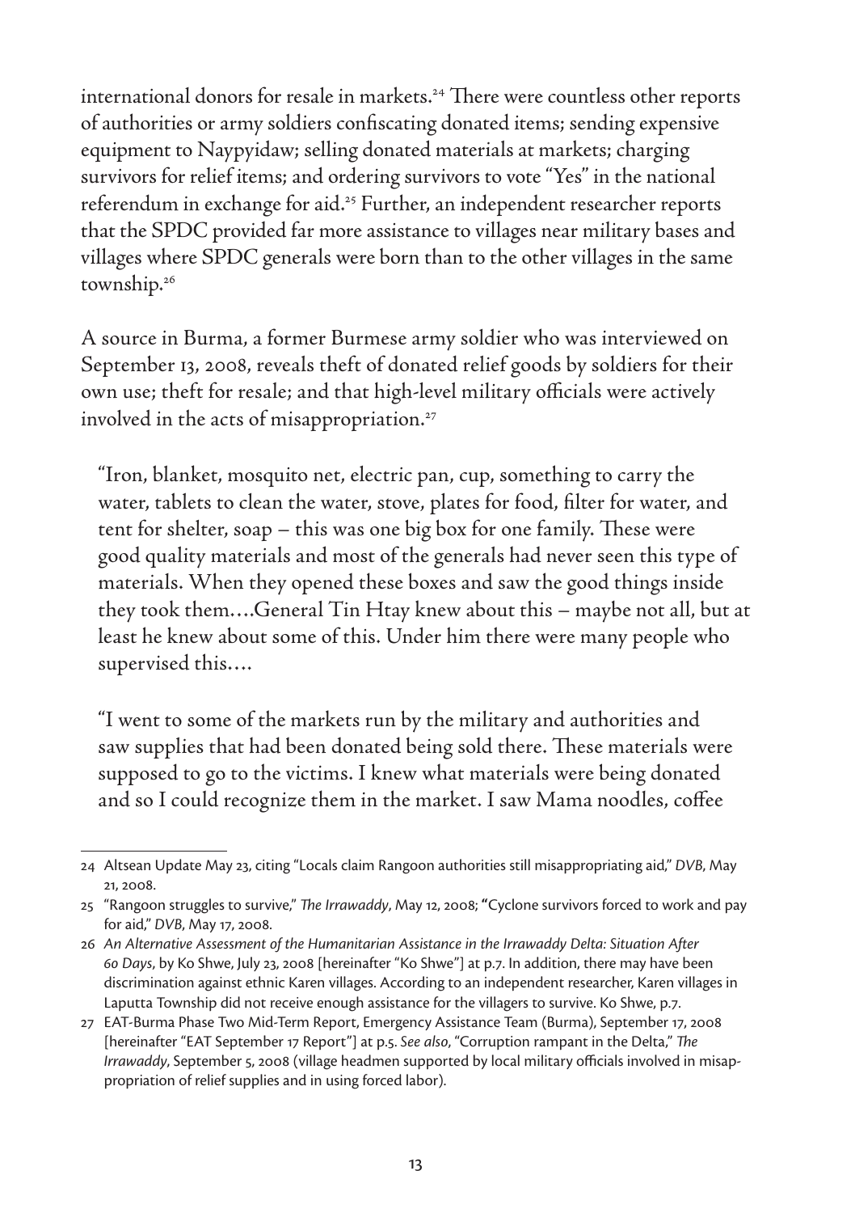international donors for resale in markets.[24] There were countless other reports of authorities or army soldiers confiscating donated items; sending expensive equipment to Naypyidaw; selling donated materials at markets; charging survivors for relief items; and ordering survivors to vote "Yes" in the national referendum in exchange for aid.[25] Further, an independent researcher reports that the SPDC provided far more assistance to villages near military bases and villages where SPDC generals were born than to the other villages in the same township.[26]

A source in Burma, a former Burmese army soldier who was interviewed on September 13, 2008, reveals theft of donated relief goods by soldiers for their own use; theft for resale; and that high-level military officials were actively involved in the acts of misappropriation.[27]

> "Iron, blanket, mosquito net, electric pan, cup, something to carry the water, tablets to clean the water, stove, plates for food, filter for water, and tent for shelter, soap – this was one big box for one family. These were good quality materials and most of the generals had never seen this type of materials. When they opened these boxes and saw the good things inside they took them….General Tin Htay knew about this – maybe not all, but at least he knew about some of this. Under him there were many people who supervised this….
>
> "I went to some of the markets run by the military and authorities and saw supplies that had been donated being sold there. These materials were supposed to go to the victims. I knew what materials were being donated and so I could recognize them in the market. I saw Mama noodles, coffee

---

24 Altsean Update May 23, citing "Locals claim Rangoon authorities still misappropriating aid," *DVB*, May 21, 2008.

25 "Rangoon struggles to survive," *The Irrawaddy*, May 12, 2008; **"**Cyclone survivors forced to work and pay for aid," *DVB*, May 17, 2008.

26 *An Alternative Assessment of the Humanitarian Assistance in the Irrawaddy Delta: Situation After 60 Days*, by Ko Shwe, July 23, 2008 [hereinafter "Ko Shwe"] at p.7. In addition, there may have been discrimination against ethnic Karen villages. According to an independent researcher, Karen villages in Laputta Township did not receive enough assistance for the villagers to survive. Ko Shwe, p.7.

27 EAT-Burma Phase Two Mid-Term Report, Emergency Assistance Team (Burma), September 17, 2008 [hereinafter "EAT September 17 Report"] at p.5. *See also*, "Corruption rampant in the Delta," *The Irrawaddy*, September 5, 2008 (village headmen supported by local military officials involved in misappropriation of relief supplies and in using forced labor).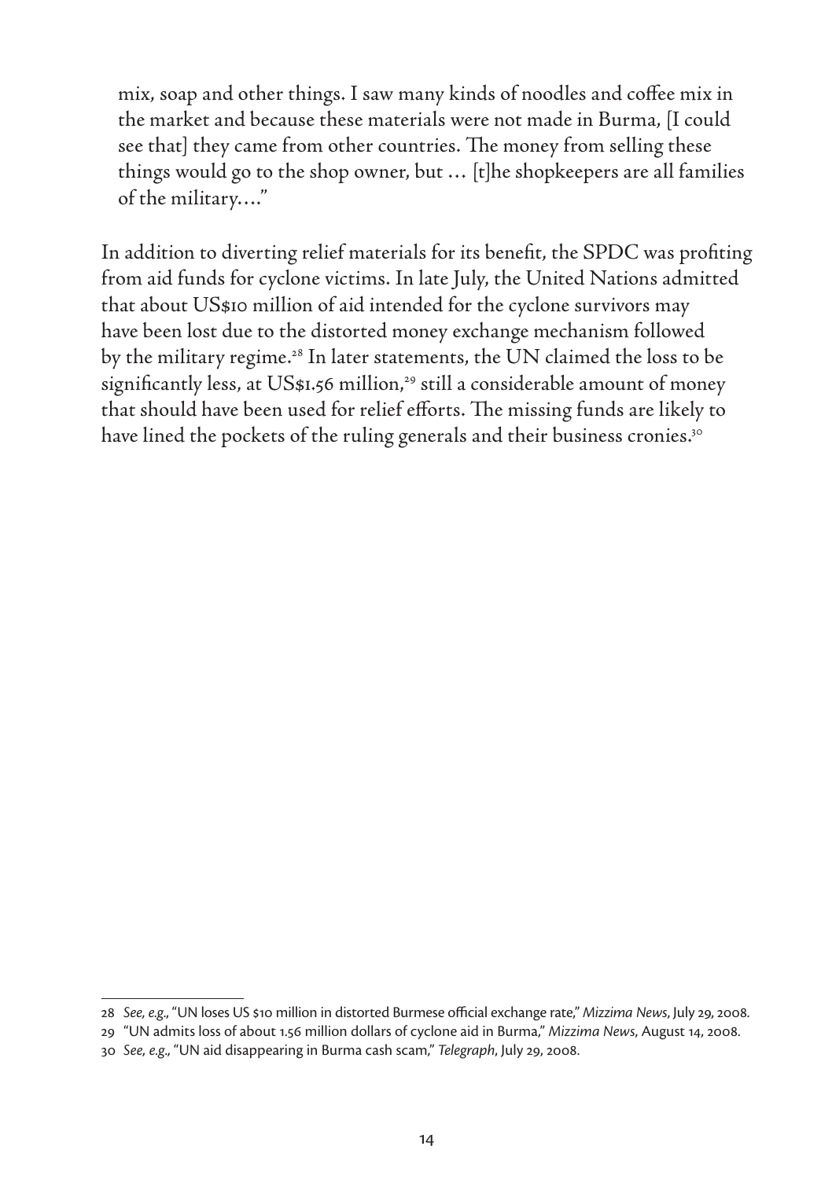mix, soap and other things. I saw many kinds of noodles and coffee mix in the market and because these materials were not made in Burma, [I could see that] they came from other countries. The money from selling these things would go to the shop owner, but … [t]he shopkeepers are all families of the military…."

In addition to diverting relief materials for its benefit, the SPDC was profiting from aid funds for cyclone victims. In late July, the United Nations admitted that about US$10 million of aid intended for the cyclone survivors may have been lost due to the distorted money exchange mechanism followed by the military regime.[28] In later statements, the UN claimed the loss to be significantly less, at US$1.56 million,[29] still a considerable amount of money that should have been used for relief efforts. The missing funds are likely to have lined the pockets of the ruling generals and their business cronies.[30]

---

28 *See, e.g.*, "UN loses US $10 million in distorted Burmese official exchange rate," *Mizzima News*, July 29, 2008.

29 "UN admits loss of about 1.56 million dollars of cyclone aid in Burma," *Mizzima News*, August 14, 2008.

30 *See, e.g.*, "UN aid disappearing in Burma cash scam," *Telegraph*, July 29, 2008.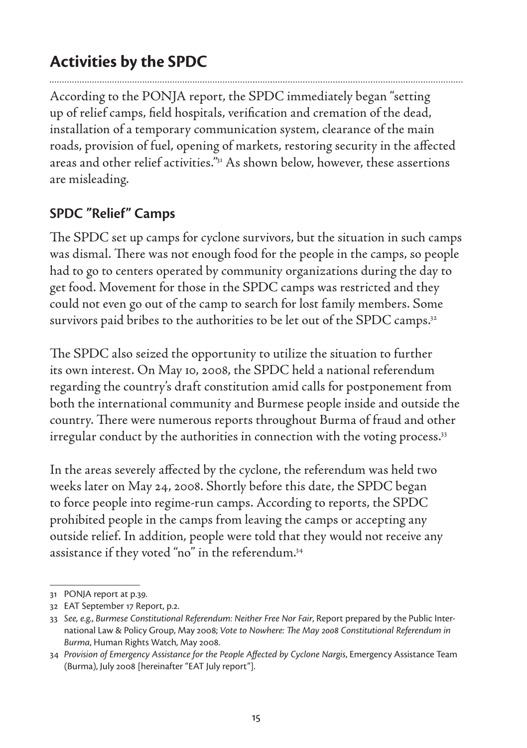## Activities by the SPDC

According to the PONJA report, the SPDC immediately began "setting up of relief camps, field hospitals, verification and cremation of the dead, installation of a temporary communication system, clearance of the main roads, provision of fuel, opening of markets, restoring security in the affected areas and other relief activities."[31] As shown below, however, these assertions are misleading.

### SPDC "Relief" Camps

The SPDC set up camps for cyclone survivors, but the situation in such camps was dismal. There was not enough food for the people in the camps, so people had to go to centers operated by community organizations during the day to get food. Movement for those in the SPDC camps was restricted and they could not even go out of the camp to search for lost family members. Some survivors paid bribes to the authorities to be let out of the SPDC camps.[32]

The SPDC also seized the opportunity to utilize the situation to further its own interest. On May 10, 2008, the SPDC held a national referendum regarding the country's draft constitution amid calls for postponement from both the international community and Burmese people inside and outside the country. There were numerous reports throughout Burma of fraud and other irregular conduct by the authorities in connection with the voting process.[33]

In the areas severely affected by the cyclone, the referendum was held two weeks later on May 24, 2008. Shortly before this date, the SPDC began to force people into regime-run camps. According to reports, the SPDC prohibited people in the camps from leaving the camps or accepting any outside relief. In addition, people were told that they would not receive any assistance if they voted "no" in the referendum.[34]

---

31 PONJA report at p.39.

32 EAT September 17 Report, p.2.

33 *See, e.g., Burmese Constitutional Referendum: Neither Free Nor Fair*, Report prepared by the Public International Law & Policy Group, May 2008; *Vote to Nowhere: The May 2008 Constitutional Referendum in Burma*, Human Rights Watch, May 2008.

34 *Provision of Emergency Assistance for the People Affected by Cyclone Nargis*, Emergency Assistance Team (Burma), July 2008 [hereinafter "EAT July report"].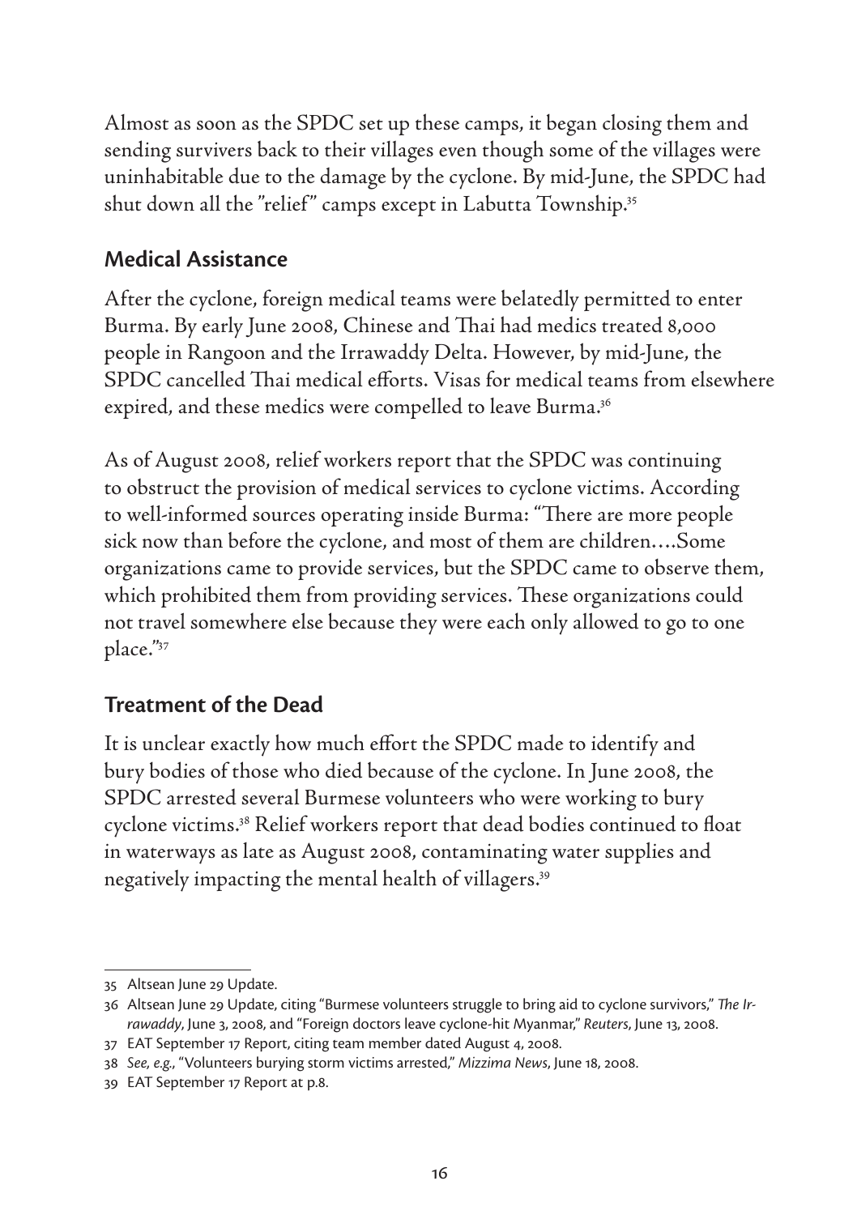Almost as soon as the SPDC set up these camps, it began closing them and sending survivers back to their villages even though some of the villages were uninhabitable due to the damage by the cyclone. By mid-June, the SPDC had shut down all the "relief" camps except in Labutta Township.[35]

## Medical Assistance

After the cyclone, foreign medical teams were belatedly permitted to enter Burma. By early June 2008, Chinese and Thai had medics treated 8,000 people in Rangoon and the Irrawaddy Delta. However, by mid-June, the SPDC cancelled Thai medical efforts. Visas for medical teams from elsewhere expired, and these medics were compelled to leave Burma.[36]

As of August 2008, relief workers report that the SPDC was continuing to obstruct the provision of medical services to cyclone victims. According to well-informed sources operating inside Burma: "There are more people sick now than before the cyclone, and most of them are children….Some organizations came to provide services, but the SPDC came to observe them, which prohibited them from providing services. These organizations could not travel somewhere else because they were each only allowed to go to one place."[37]

## Treatment of the Dead

It is unclear exactly how much effort the SPDC made to identify and bury bodies of those who died because of the cyclone. In June 2008, the SPDC arrested several Burmese volunteers who were working to bury cyclone victims.[38] Relief workers report that dead bodies continued to float in waterways as late as August 2008, contaminating water supplies and negatively impacting the mental health of villagers.[39]

---

35 Altsean June 29 Update.

36 Altsean June 29 Update, citing "Burmese volunteers struggle to bring aid to cyclone survivors," *The Irrawaddy*, June 3, 2008, and "Foreign doctors leave cyclone-hit Myanmar," *Reuters*, June 13, 2008.

37 EAT September 17 Report, citing team member dated August 4, 2008.

38 *See, e.g.*, "Volunteers burying storm victims arrested," *Mizzima News*, June 18, 2008.

39 EAT September 17 Report at p.8.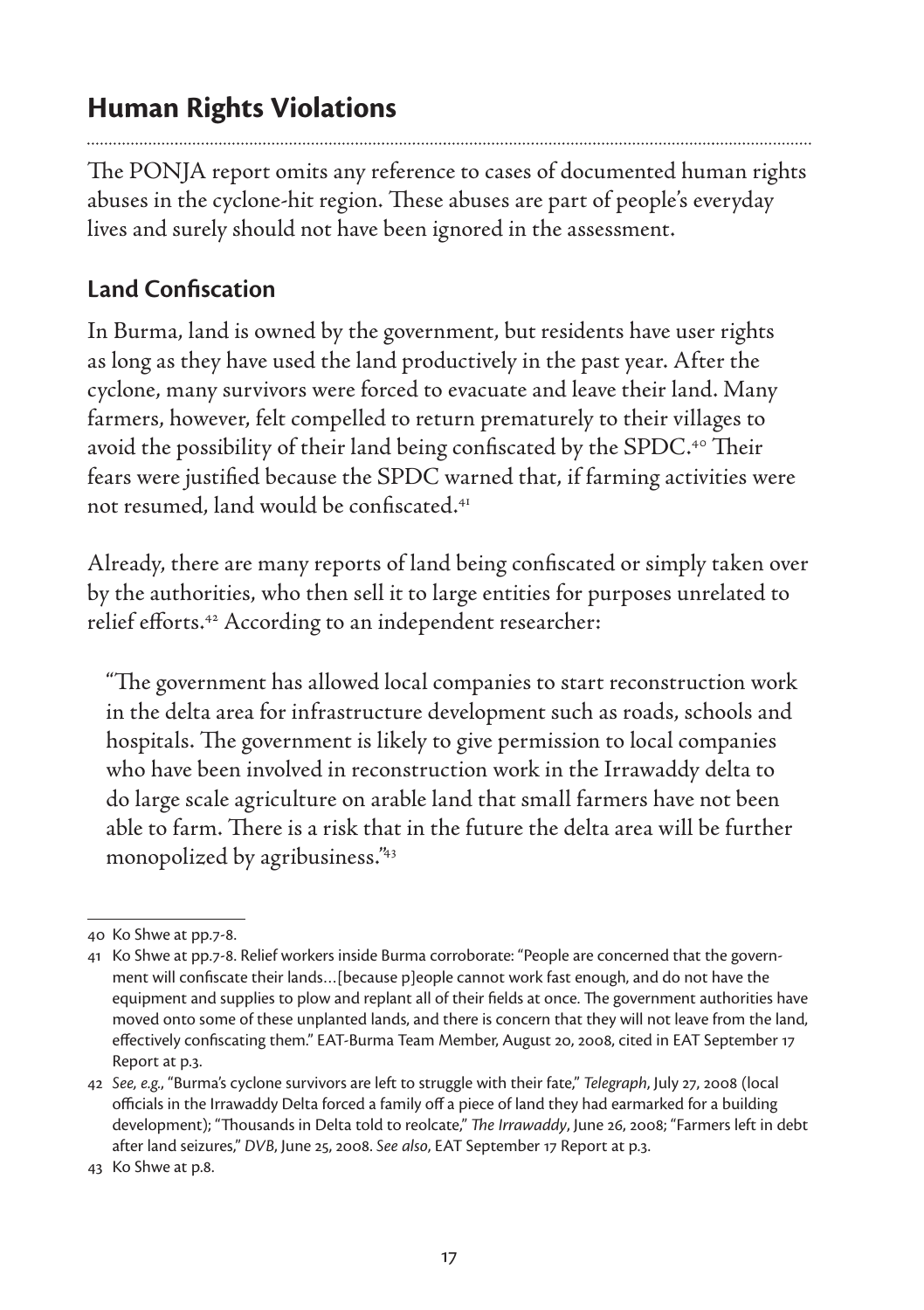## Human Rights Violations

The PONJA report omits any reference to cases of documented human rights abuses in the cyclone-hit region. These abuses are part of people's everyday lives and surely should not have been ignored in the assessment.

### Land Confiscation

In Burma, land is owned by the government, but residents have user rights as long as they have used the land productively in the past year. After the cyclone, many survivors were forced to evacuate and leave their land. Many farmers, however, felt compelled to return prematurely to their villages to avoid the possibility of their land being confiscated by the SPDC.[40] Their fears were justified because the SPDC warned that, if farming activities were not resumed, land would be confiscated.[41]

Already, there are many reports of land being confiscated or simply taken over by the authorities, who then sell it to large entities for purposes unrelated to relief efforts.[42] According to an independent researcher:

> "The government has allowed local companies to start reconstruction work in the delta area for infrastructure development such as roads, schools and hospitals. The government is likely to give permission to local companies who have been involved in reconstruction work in the Irrawaddy delta to do large scale agriculture on arable land that small farmers have not been able to farm. There is a risk that in the future the delta area will be further monopolized by agribusiness."[43]

---

40 Ko Shwe at pp.7-8.

41 Ko Shwe at pp.7-8. Relief workers inside Burma corroborate: "People are concerned that the government will confiscate their lands…[because p]eople cannot work fast enough, and do not have the equipment and supplies to plow and replant all of their fields at once. The government authorities have moved onto some of these unplanted lands, and there is concern that they will not leave from the land, effectively confiscating them." EAT-Burma Team Member, August 20, 2008, cited in EAT September 17 Report at p.3.

42 *See, e.g.*, "Burma's cyclone survivors are left to struggle with their fate," *Telegraph*, July 27, 2008 (local officials in the Irrawaddy Delta forced a family off a piece of land they had earmarked for a building development); "Thousands in Delta told to reolcate," *The Irrawaddy*, June 26, 2008; "Farmers left in debt after land seizures," *DVB*, June 25, 2008. *See also*, EAT September 17 Report at p.3.

43 Ko Shwe at p.8.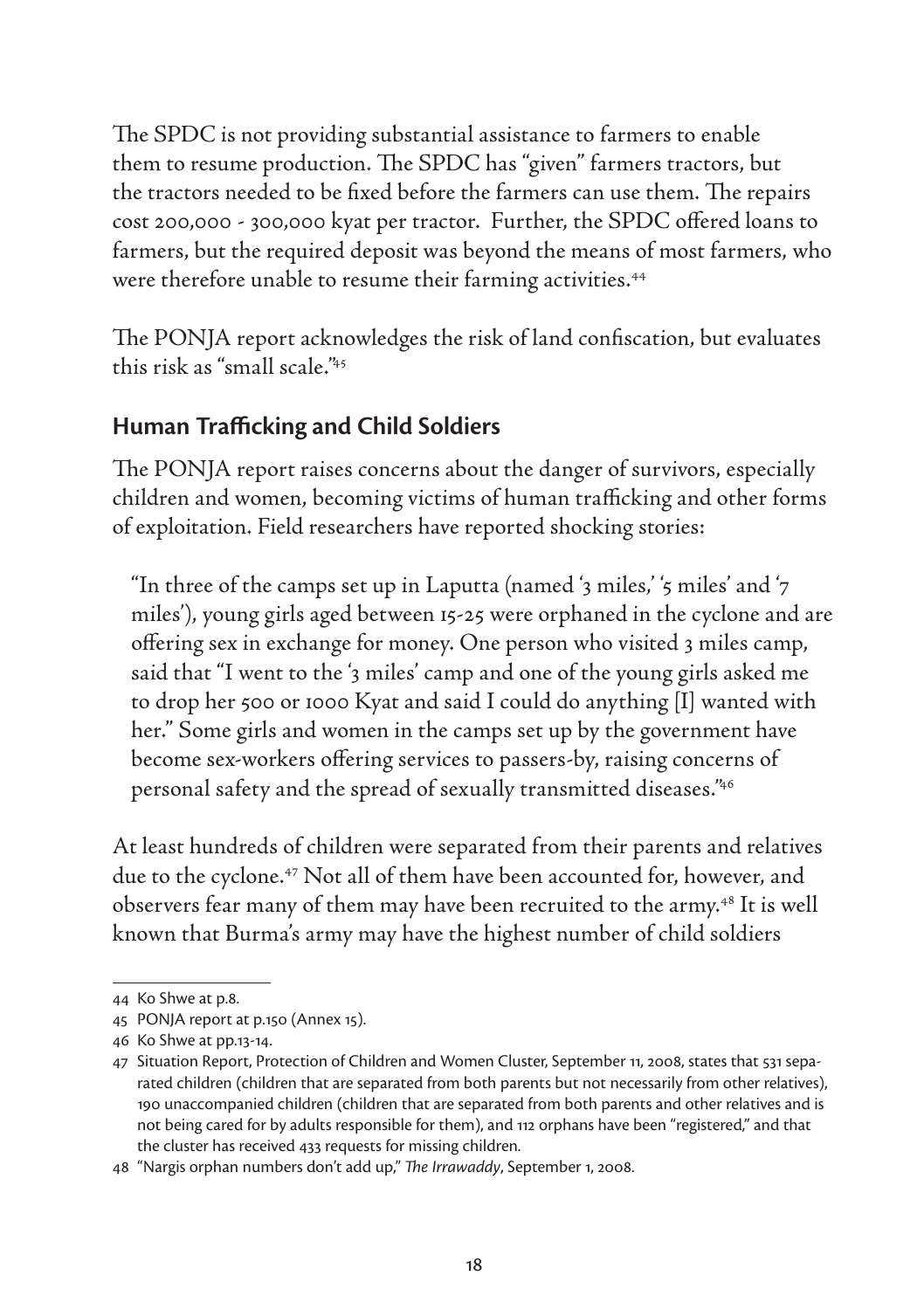The SPDC is not providing substantial assistance to farmers to enable them to resume production. The SPDC has "given" farmers tractors, but the tractors needed to be fixed before the farmers can use them. The repairs cost 200,000 - 300,000 kyat per tractor. Further, the SPDC offered loans to farmers, but the required deposit was beyond the means of most farmers, who were therefore unable to resume their farming activities.[44]

The PONJA report acknowledges the risk of land confiscation, but evaluates this risk as "small scale."[45]

## Human Trafficking and Child Soldiers

The PONJA report raises concerns about the danger of survivors, especially children and women, becoming victims of human trafficking and other forms of exploitation. Field researchers have reported shocking stories:

> "In three of the camps set up in Laputta (named '3 miles,' '5 miles' and '7 miles'), young girls aged between 15-25 were orphaned in the cyclone and are offering sex in exchange for money. One person who visited 3 miles camp, said that "I went to the '3 miles' camp and one of the young girls asked me to drop her 500 or 1000 Kyat and said I could do anything [I] wanted with her." Some girls and women in the camps set up by the government have become sex-workers offering services to passers-by, raising concerns of personal safety and the spread of sexually transmitted diseases."[46]

At least hundreds of children were separated from their parents and relatives due to the cyclone.[47] Not all of them have been accounted for, however, and observers fear many of them may have been recruited to the army.[48] It is well known that Burma's army may have the highest number of child soldiers

---

44 Ko Shwe at p.8.

45 PONJA report at p.150 (Annex 15).

46 Ko Shwe at pp.13-14.

47 Situation Report, Protection of Children and Women Cluster, September 11, 2008, states that 531 separated children (children that are separated from both parents but not necessarily from other relatives), 190 unaccompanied children (children that are separated from both parents and other relatives and is not being cared for by adults responsible for them), and 112 orphans have been "registered," and that the cluster has received 433 requests for missing children.

48 "Nargis orphan numbers don't add up," *The Irrawaddy*, September 1, 2008.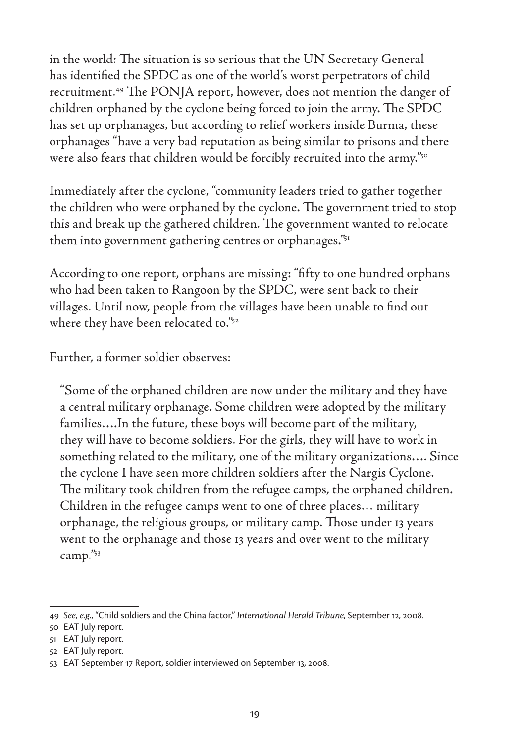in the world: The situation is so serious that the UN Secretary General has identified the SPDC as one of the world's worst perpetrators of child recruitment.[49] The PONJA report, however, does not mention the danger of children orphaned by the cyclone being forced to join the army. The SPDC has set up orphanages, but according to relief workers inside Burma, these orphanages "have a very bad reputation as being similar to prisons and there were also fears that children would be forcibly recruited into the army."[50]

Immediately after the cyclone, "community leaders tried to gather together the children who were orphaned by the cyclone. The government tried to stop this and break up the gathered children. The government wanted to relocate them into government gathering centres or orphanages."[51]

According to one report, orphans are missing: "fifty to one hundred orphans who had been taken to Rangoon by the SPDC, were sent back to their villages. Until now, people from the villages have been unable to find out where they have been relocated to."[52]

Further, a former soldier observes:

> "Some of the orphaned children are now under the military and they have a central military orphanage. Some children were adopted by the military families….In the future, these boys will become part of the military, they will have to become soldiers. For the girls, they will have to work in something related to the military, one of the military organizations…. Since the cyclone I have seen more children soldiers after the Nargis Cyclone. The military took children from the refugee camps, the orphaned children. Children in the refugee camps went to one of three places… military orphanage, the religious groups, or military camp. Those under 13 years went to the orphanage and those 13 years and over went to the military camp."[53]

---

49 *See, e.g.*, "Child soldiers and the China factor," *International Herald Tribune*, September 12, 2008.

50 EAT July report.

51 EAT July report.

52 EAT July report.

53 EAT September 17 Report, soldier interviewed on September 13, 2008.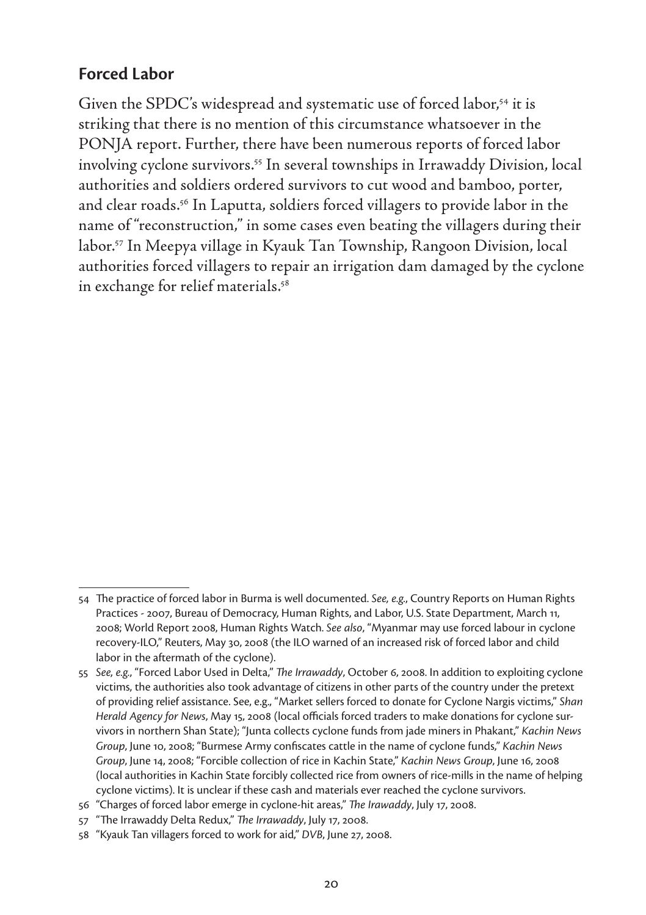## Forced Labor

Given the SPDC's widespread and systematic use of forced labor,[54] it is striking that there is no mention of this circumstance whatsoever in the PONJA report. Further, there have been numerous reports of forced labor involving cyclone survivors.[55] In several townships in Irrawaddy Division, local authorities and soldiers ordered survivors to cut wood and bamboo, porter, and clear roads.[56] In Laputta, soldiers forced villagers to provide labor in the name of "reconstruction," in some cases even beating the villagers during their labor.[57] In Meepya village in Kyauk Tan Township, Rangoon Division, local authorities forced villagers to repair an irrigation dam damaged by the cyclone in exchange for relief materials.[58]

---

54 The practice of forced labor in Burma is well documented. *See, e.g.*, Country Reports on Human Rights Practices - 2007, Bureau of Democracy, Human Rights, and Labor, U.S. State Department, March 11, 2008; World Report 2008, Human Rights Watch. *See also*, "Myanmar may use forced labour in cyclone recovery-ILO," Reuters, May 30, 2008 (the ILO warned of an increased risk of forced labor and child labor in the aftermath of the cyclone).

55 *See, e.g.*, "Forced Labor Used in Delta," *The Irrawaddy*, October 6, 2008. In addition to exploiting cyclone victims, the authorities also took advantage of citizens in other parts of the country under the pretext of providing relief assistance. See, e.g., "Market sellers forced to donate for Cyclone Nargis victims," *Shan Herald Agency for News*, May 15, 2008 (local officials forced traders to make donations for cyclone survivors in northern Shan State); "Junta collects cyclone funds from jade miners in Phakant," *Kachin News Group*, June 10, 2008; "Burmese Army confiscates cattle in the name of cyclone funds," *Kachin News Group*, June 14, 2008; "Forcible collection of rice in Kachin State," *Kachin News Group*, June 16, 2008 (local authorities in Kachin State forcibly collected rice from owners of rice-mills in the name of helping cyclone victims). It is unclear if these cash and materials ever reached the cyclone survivors.

56 "Charges of forced labor emerge in cyclone-hit areas," *The Irawaddy*, July 17, 2008.

57 "The Irrawaddy Delta Redux," *The Irrawaddy*, July 17, 2008.

58 "Kyauk Tan villagers forced to work for aid," *DVB*, June 27, 2008.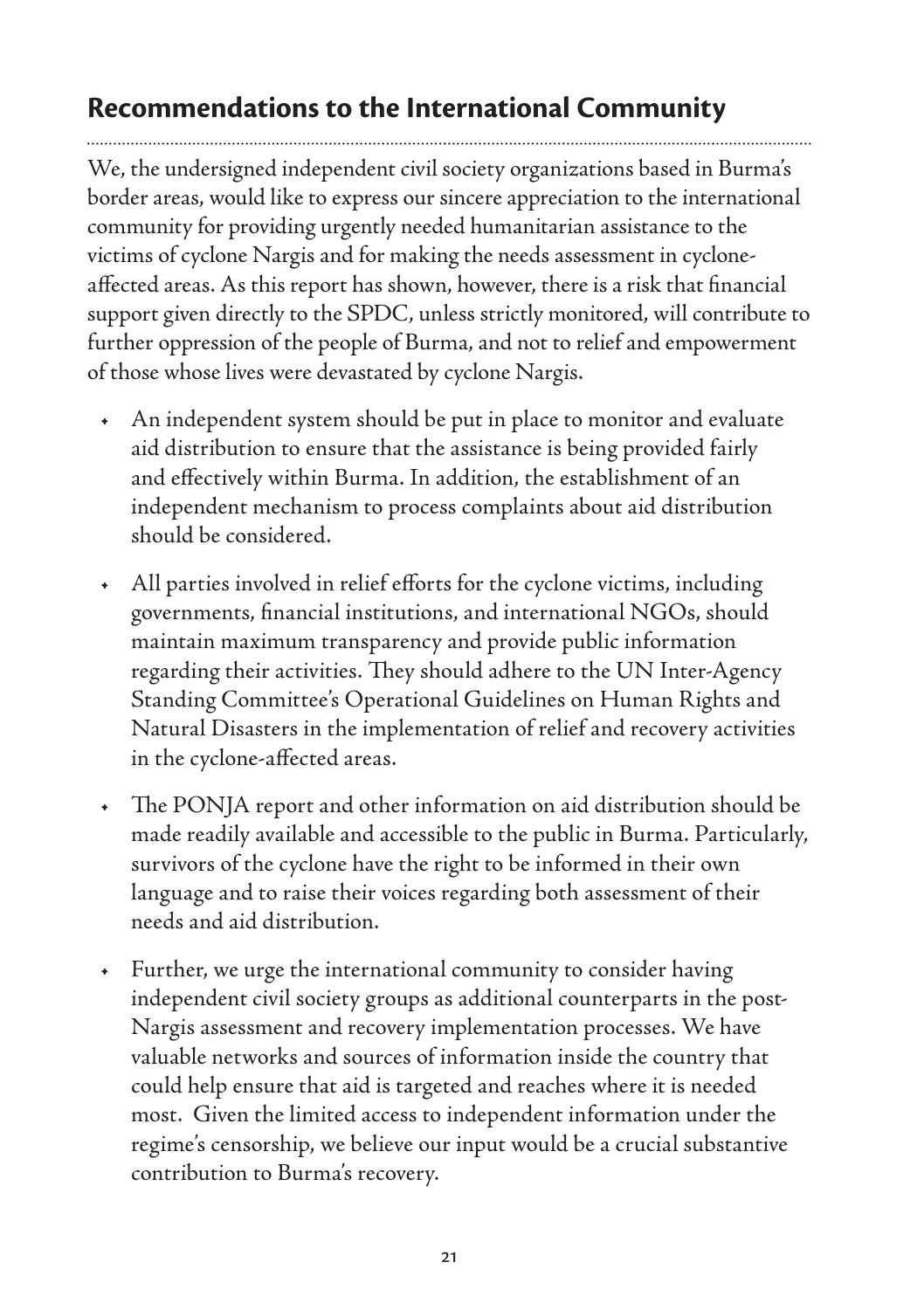## Recommendations to the International Community

We, the undersigned independent civil society organizations based in Burma's border areas, would like to express our sincere appreciation to the international community for providing urgently needed humanitarian assistance to the victims of cyclone Nargis and for making the needs assessment in cyclone-affected areas. As this report has shown, however, there is a risk that financial support given directly to the SPDC, unless strictly monitored, will contribute to further oppression of the people of Burma, and not to relief and empowerment of those whose lives were devastated by cyclone Nargis.

- An independent system should be put in place to monitor and evaluate aid distribution to ensure that the assistance is being provided fairly and effectively within Burma. In addition, the establishment of an independent mechanism to process complaints about aid distribution should be considered.
- All parties involved in relief efforts for the cyclone victims, including governments, financial institutions, and international NGOs, should maintain maximum transparency and provide public information regarding their activities. They should adhere to the UN Inter-Agency Standing Committee's Operational Guidelines on Human Rights and Natural Disasters in the implementation of relief and recovery activities in the cyclone-affected areas.
- The PONJA report and other information on aid distribution should be made readily available and accessible to the public in Burma. Particularly, survivors of the cyclone have the right to be informed in their own language and to raise their voices regarding both assessment of their needs and aid distribution.
- Further, we urge the international community to consider having independent civil society groups as additional counterparts in the post-Nargis assessment and recovery implementation processes. We have valuable networks and sources of information inside the country that could help ensure that aid is targeted and reaches where it is needed most. Given the limited access to independent information under the regime's censorship, we believe our input would be a crucial substantive contribution to Burma's recovery.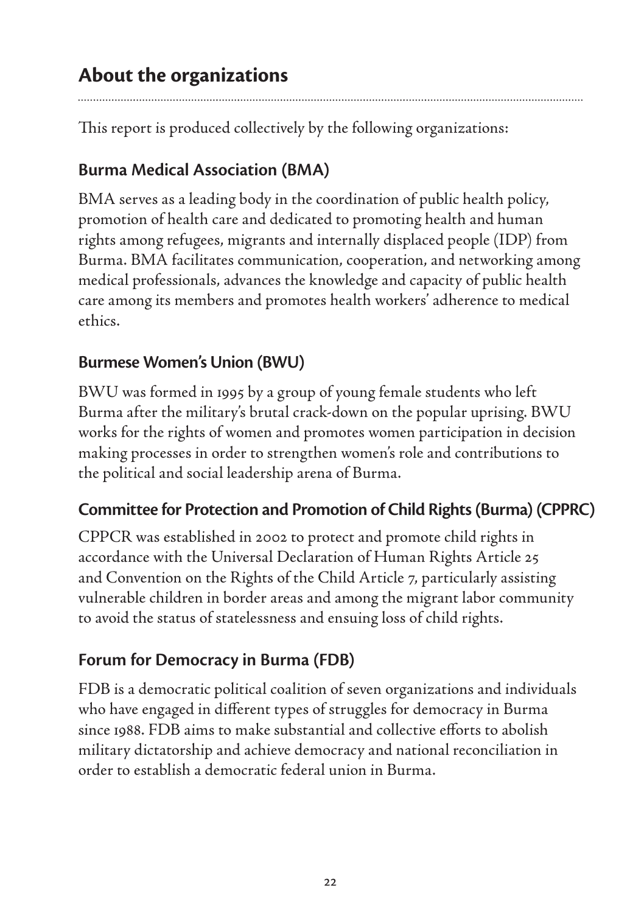## About the organizations

This report is produced collectively by the following organizations:

### Burma Medical Association (BMA)

BMA serves as a leading body in the coordination of public health policy, promotion of health care and dedicated to promoting health and human rights among refugees, migrants and internally displaced people (IDP) from Burma. BMA facilitates communication, cooperation, and networking among medical professionals, advances the knowledge and capacity of public health care among its members and promotes health workers' adherence to medical ethics.

### Burmese Women's Union (BWU)

BWU was formed in 1995 by a group of young female students who left Burma after the military's brutal crack-down on the popular uprising. BWU works for the rights of women and promotes women participation in decision making processes in order to strengthen women's role and contributions to the political and social leadership arena of Burma.

### Committee for Protection and Promotion of Child Rights (Burma) (CPPRC)

CPPCR was established in 2002 to protect and promote child rights in accordance with the Universal Declaration of Human Rights Article 25 and Convention on the Rights of the Child Article 7, particularly assisting vulnerable children in border areas and among the migrant labor community to avoid the status of statelessness and ensuing loss of child rights.

### Forum for Democracy in Burma (FDB)

FDB is a democratic political coalition of seven organizations and individuals who have engaged in different types of struggles for democracy in Burma since 1988. FDB aims to make substantial and collective efforts to abolish military dictatorship and achieve democracy and national reconciliation in order to establish a democratic federal union in Burma.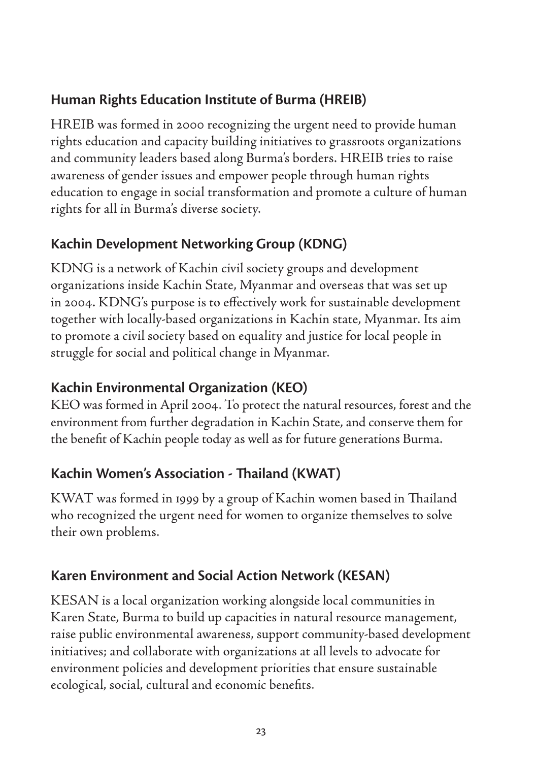## Human Rights Education Institute of Burma (HREIB)

HREIB was formed in 2000 recognizing the urgent need to provide human rights education and capacity building initiatives to grassroots organizations and community leaders based along Burma's borders. HREIB tries to raise awareness of gender issues and empower people through human rights education to engage in social transformation and promote a culture of human rights for all in Burma's diverse society.

## Kachin Development Networking Group (KDNG)

KDNG is a network of Kachin civil society groups and development organizations inside Kachin State, Myanmar and overseas that was set up in 2004. KDNG's purpose is to effectively work for sustainable development together with locally-based organizations in Kachin state, Myanmar. Its aim to promote a civil society based on equality and justice for local people in struggle for social and political change in Myanmar.

## Kachin Environmental Organization (KEO)

KEO was formed in April 2004. To protect the natural resources, forest and the environment from further degradation in Kachin State, and conserve them for the benefit of Kachin people today as well as for future generations Burma.

## Kachin Women's Association - Thailand (KWAT)

KWAT was formed in 1999 by a group of Kachin women based in Thailand who recognized the urgent need for women to organize themselves to solve their own problems.

## Karen Environment and Social Action Network (KESAN)

KESAN is a local organization working alongside local communities in Karen State, Burma to build up capacities in natural resource management, raise public environmental awareness, support community-based development initiatives; and collaborate with organizations at all levels to advocate for environment policies and development priorities that ensure sustainable ecological, social, cultural and economic benefits.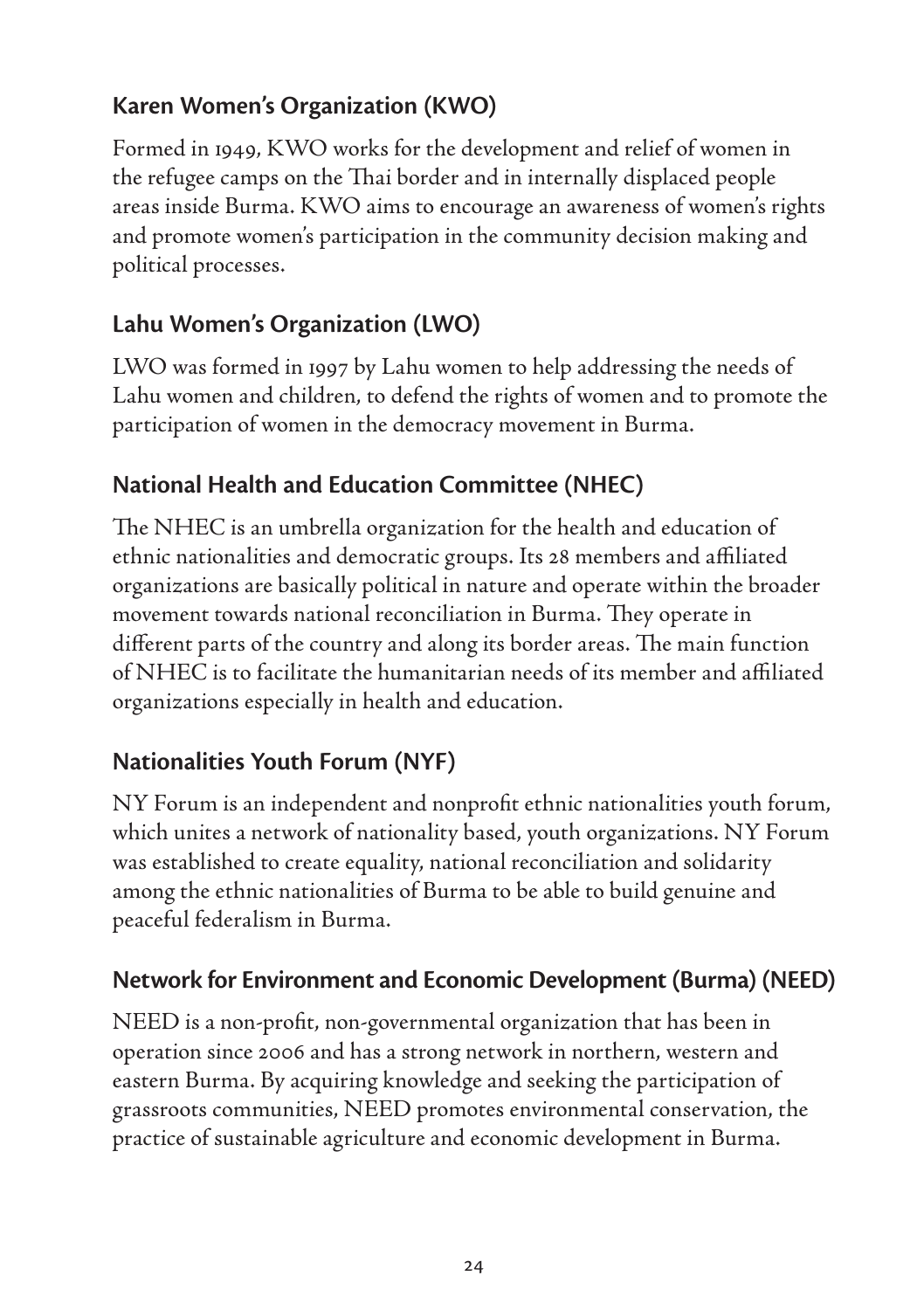## Karen Women's Organization (KWO)

Formed in 1949, KWO works for the development and relief of women in the refugee camps on the Thai border and in internally displaced people areas inside Burma. KWO aims to encourage an awareness of women's rights and promote women's participation in the community decision making and political processes.

## Lahu Women's Organization (LWO)

LWO was formed in 1997 by Lahu women to help addressing the needs of Lahu women and children, to defend the rights of women and to promote the participation of women in the democracy movement in Burma.

## National Health and Education Committee (NHEC)

The NHEC is an umbrella organization for the health and education of ethnic nationalities and democratic groups. Its 28 members and affiliated organizations are basically political in nature and operate within the broader movement towards national reconciliation in Burma. They operate in different parts of the country and along its border areas. The main function of NHEC is to facilitate the humanitarian needs of its member and affiliated organizations especially in health and education.

## Nationalities Youth Forum (NYF)

NY Forum is an independent and nonprofit ethnic nationalities youth forum, which unites a network of nationality based, youth organizations. NY Forum was established to create equality, national reconciliation and solidarity among the ethnic nationalities of Burma to be able to build genuine and peaceful federalism in Burma.

## Network for Environment and Economic Development (Burma) (NEED)

NEED is a non-profit, non-governmental organization that has been in operation since 2006 and has a strong network in northern, western and eastern Burma. By acquiring knowledge and seeking the participation of grassroots communities, NEED promotes environmental conservation, the practice of sustainable agriculture and economic development in Burma.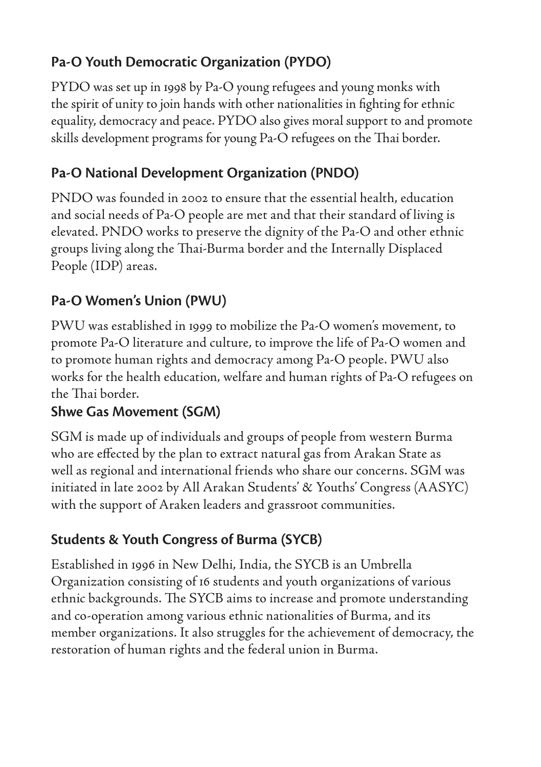## Pa-O Youth Democratic Organization (PYDO)

PYDO was set up in 1998 by Pa-O young refugees and young monks with the spirit of unity to join hands with other nationalities in fighting for ethnic equality, democracy and peace. PYDO also gives moral support to and promote skills development programs for young Pa-O refugees on the Thai border.

## Pa-O National Development Organization (PNDO)

PNDO was founded in 2002 to ensure that the essential health, education and social needs of Pa-O people are met and that their standard of living is elevated. PNDO works to preserve the dignity of the Pa-O and other ethnic groups living along the Thai-Burma border and the Internally Displaced People (IDP) areas.

## Pa-O Women's Union (PWU)

PWU was established in 1999 to mobilize the Pa-O women's movement, to promote Pa-O literature and culture, to improve the life of Pa-O women and to promote human rights and democracy among Pa-O people. PWU also works for the health education, welfare and human rights of Pa-O refugees on the Thai border.

## Shwe Gas Movement (SGM)

SGM is made up of individuals and groups of people from western Burma who are effected by the plan to extract natural gas from Arakan State as well as regional and international friends who share our concerns. SGM was initiated in late 2002 by All Arakan Students' & Youths' Congress (AASYC) with the support of Araken leaders and grassroot communities.

## Students & Youth Congress of Burma (SYCB)

Established in 1996 in New Delhi, India, the SYCB is an Umbrella Organization consisting of 16 students and youth organizations of various ethnic backgrounds. The SYCB aims to increase and promote understanding and co-operation among various ethnic nationalities of Burma, and its member organizations. It also struggles for the achievement of democracy, the restoration of human rights and the federal union in Burma.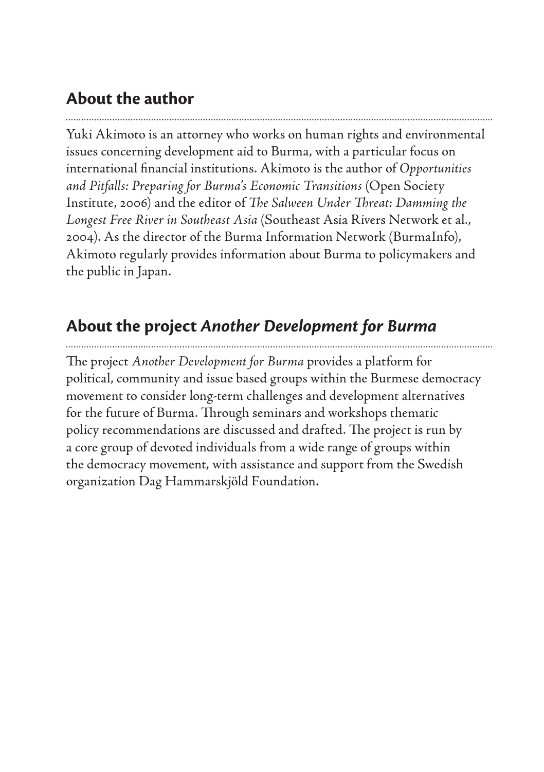## About the author

Yuki Akimoto is an attorney who works on human rights and environmental issues concerning development aid to Burma, with a particular focus on international financial institutions. Akimoto is the author of *Opportunities and Pitfalls: Preparing for Burma's Economic Transitions* (Open Society Institute, 2006) and the editor of *The Salween Under Threat: Damming the Longest Free River in Southeast Asia* (Southeast Asia Rivers Network et al., 2004). As the director of the Burma Information Network (BurmaInfo), Akimoto regularly provides information about Burma to policymakers and the public in Japan.

## About the project *Another Development for Burma*

The project *Another Development for Burma* provides a platform for political, community and issue based groups within the Burmese democracy movement to consider long-term challenges and development alternatives for the future of Burma. Through seminars and workshops thematic policy recommendations are discussed and drafted. The project is run by a core group of devoted individuals from a wide range of groups within the democracy movement, with assistance and support from the Swedish organization Dag Hammarskjöld Foundation.